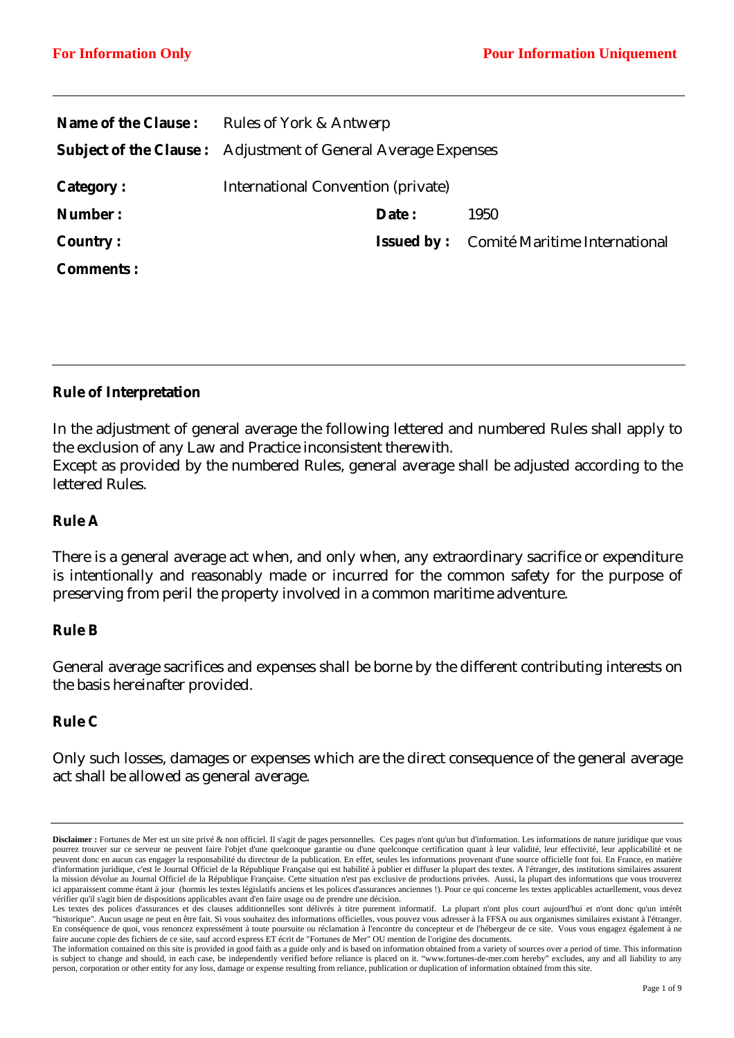**For Information Only** **Pour Information Uniquement**

---

| | | | |
|---|---|---|---|
| **Name of the Clause :** | Rules of York & Antwerp | | |
| **Subject of the Clause :** | Adjustment of General Average Expenses | | |
| **Category :** | International Convention (private) | | |
| **Number :** | | **Date :** | 1950 |
| **Country :** | | **Issued by :** | Comité Maritime International |
| **Comments :** | | | |

---

## Rule of Interpretation

In the adjustment of general average the following lettered and numbered Rules shall apply to the exclusion of any Law and Practice inconsistent therewith.
Except as provided by the numbered Rules, general average shall be adjusted according to the lettered Rules.

## Rule A

There is a general average act when, and only when, any extraordinary sacrifice or expenditure is intentionally and reasonably made or incurred for the common safety for the purpose of preserving from peril the property involved in a common maritime adventure.

## Rule B

General average sacrifices and expenses shall be borne by the different contributing interests on the basis hereinafter provided.

## Rule C

Only such losses, damages or expenses which are the direct consequence of the general average act shall be allowed as general average.

---

**Disclaimer :** Fortunes de Mer est un site privé & non officiel. Il s'agit de pages personnelles. Ces pages n'ont qu'un but d'information. Les informations de nature juridique que vous pourrez trouver sur ce serveur ne peuvent faire l'objet d'une quelconque garantie ou d'une quelconque certification quant à leur validité, leur effectivité, leur applicabilité et ne peuvent donc en aucun cas engager la responsabilité du directeur de la publication. En effet, seules les informations provenant d'une source officielle font foi. En France, en matière d'information juridique, c'est le Journal Officiel de la République Française qui est habilité à publier et diffuser la plupart des textes. A l'étranger, des institutions similaires assurent la mission dévolue au Journal Officiel de la République Française. Cette situation n'est pas exclusive de productions privées. Aussi, la plupart des informations que vous trouverez ici apparaissent comme étant à jour (hormis les textes législatifs anciens et les polices d'assurances anciennes !). Pour ce qui concerne les textes applicables actuellement, vous devez vérifier qu'il s'agit bien de dispositions applicables avant d'en faire usage ou de prendre une décision.
Les textes des polices d'assurances et des clauses additionnelles sont délivrés à titre purement informatif. La plupart n'ont plus court aujourd'hui et n'ont donc qu'un intérêt "historique". Aucun usage ne peut en être fait. Si vous souhaitez des informations officielles, vous pouvez vous adresser à la FFSA ou aux organismes similaires existant à l'étranger. En conséquence de quoi, vous renoncez expressément à toute poursuite ou réclamation à l'encontre du concepteur et de l'hébergeur de ce site. Vous vous engagez également à ne faire aucune copie des fichiers de ce site, sauf accord express ET écrit de "Fortunes de Mer" OU mention de l'origine des documents.
The information contained on this site is provided in good faith as a guide only and is based on information obtained from a variety of sources over a period of time. This information is subject to change and should, in each case, be independently verified before reliance is placed on it. "www.fortunes-de-mer.com hereby" excludes, any and all liability to any person, corporation or other entity for any loss, damage or expense resulting from reliance, publication or duplication of information obtained from this site.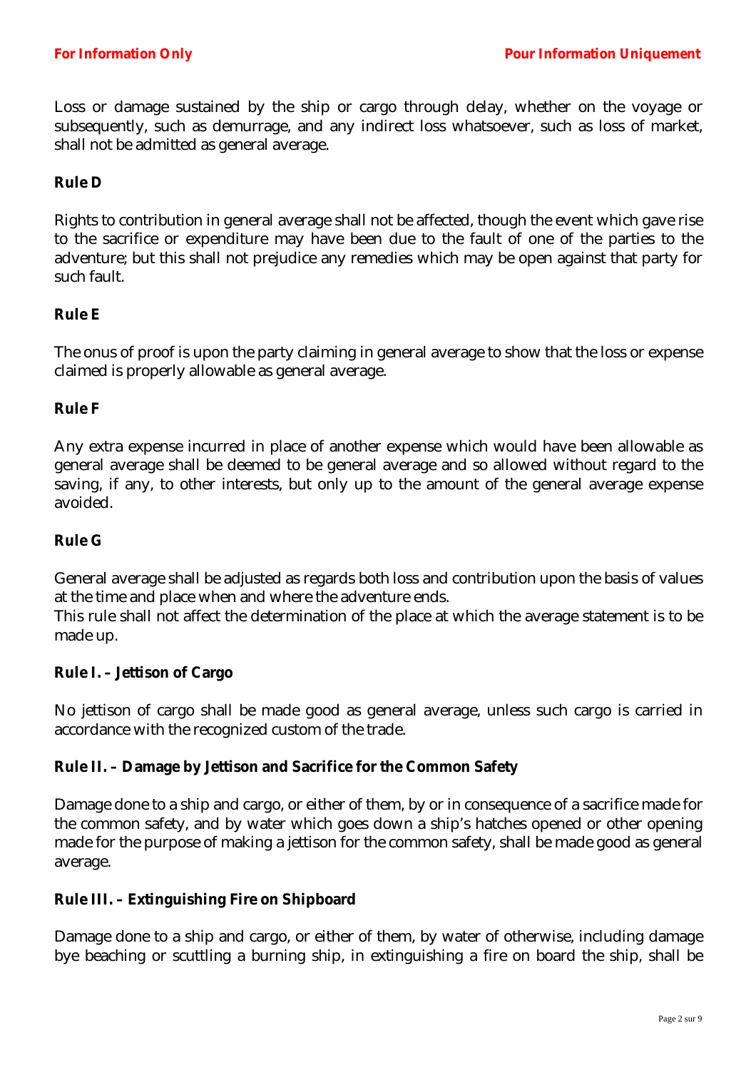Loss or damage sustained by the ship or cargo through delay, whether on the voyage or subsequently, such as demurrage, and any indirect loss whatsoever, such as loss of market, shall not be admitted as general average.

**Rule D**

Rights to contribution in general average shall not be affected, though the event which gave rise to the sacrifice or expenditure may have been due to the fault of one of the parties to the adventure; but this shall not prejudice any remedies which may be open against that party for such fault.

**Rule E**

The onus of proof is upon the party claiming in general average to show that the loss or expense claimed is properly allowable as general average.

**Rule F**

Any extra expense incurred in place of another expense which would have been allowable as general average shall be deemed to be general average and so allowed without regard to the saving, if any, to other interests, but only up to the amount of the general average expense avoided.

**Rule G**

General average shall be adjusted as regards both loss and contribution upon the basis of values at the time and place when and where the adventure ends.
This rule shall not affect the determination of the place at which the average statement is to be made up.

**Rule I. – Jettison of Cargo**

No jettison of cargo shall be made good as general average, unless such cargo is carried in accordance with the recognized custom of the trade.

**Rule II. – Damage by Jettison and Sacrifice for the Common Safety**

Damage done to a ship and cargo, or either of them, by or in consequence of a sacrifice made for the common safety, and by water which goes down a ship's hatches opened or other opening made for the purpose of making a jettison for the common safety, shall be made good as general average.

**Rule III. – Extinguishing Fire on Shipboard**

Damage done to a ship and cargo, or either of them, by water of otherwise, including damage bye beaching or scuttling a burning ship, in extinguishing a fire on board the ship, shall be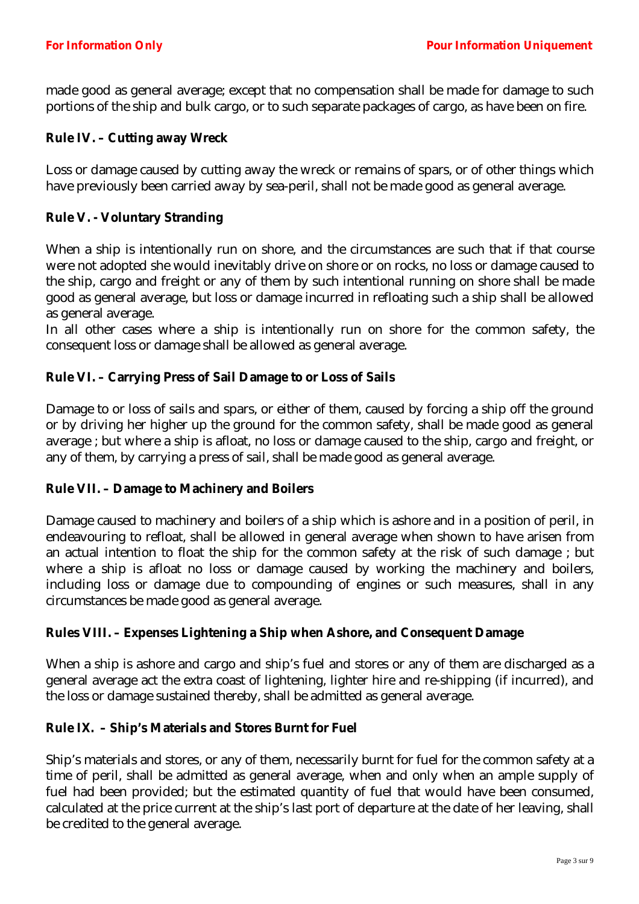made good as general average; except that no compensation shall be made for damage to such portions of the ship and bulk cargo, or to such separate packages of cargo, as have been on fire.

**Rule IV. – Cutting away Wreck**

Loss or damage caused by cutting away the wreck or remains of spars, or of other things which have previously been carried away by sea-peril, shall not be made good as general average.

**Rule V. - Voluntary Stranding**

When a ship is intentionally run on shore, and the circumstances are such that if that course were not adopted she would inevitably drive on shore or on rocks, no loss or damage caused to the ship, cargo and freight or any of them by such intentional running on shore shall be made good as general average, but loss or damage incurred in refloating such a ship shall be allowed as general average.
In all other cases where a ship is intentionally run on shore for the common safety, the consequent loss or damage shall be allowed as general average.

**Rule VI. – Carrying Press of Sail Damage to or Loss of Sails**

Damage to or loss of sails and spars, or either of them, caused by forcing a ship off the ground or by driving her higher up the ground for the common safety, shall be made good as general average ; but where a ship is afloat, no loss or damage caused to the ship, cargo and freight, or any of them, by carrying a press of sail, shall be made good as general average.

**Rule VII. – Damage to Machinery and Boilers**

Damage caused to machinery and boilers of a ship which is ashore and in a position of peril, in endeavouring to refloat, shall be allowed in general average when shown to have arisen from an actual intention to float the ship for the common safety at the risk of such damage ; but where a ship is afloat no loss or damage caused by working the machinery and boilers, including loss or damage due to compounding of engines or such measures, shall in any circumstances be made good as general average.

**Rules VIII. – Expenses Lightening a Ship when Ashore, and Consequent Damage**

When a ship is ashore and cargo and ship's fuel and stores or any of them are discharged as a general average act the extra coast of lightening, lighter hire and re-shipping (if incurred), and the loss or damage sustained thereby, shall be admitted as general average.

**Rule IX. – Ship's Materials and Stores Burnt for Fuel**

Ship's materials and stores, or any of them, necessarily burnt for fuel for the common safety at a time of peril, shall be admitted as general average, when and only when an ample supply of fuel had been provided; but the estimated quantity of fuel that would have been consumed, calculated at the price current at the ship's last port of departure at the date of her leaving, shall be credited to the general average.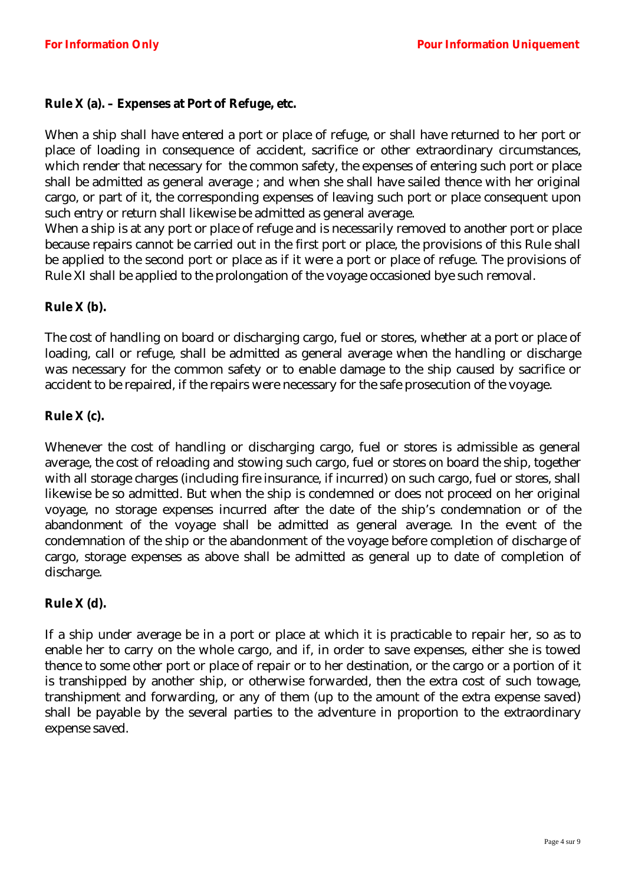**Rule X (a). – Expenses at Port of Refuge, etc.**

When a ship shall have entered a port or place of refuge, or shall have returned to her port or place of loading in consequence of accident, sacrifice or other extraordinary circumstances, which render that necessary for the common safety, the expenses of entering such port or place shall be admitted as general average ; and when she shall have sailed thence with her original cargo, or part of it, the corresponding expenses of leaving such port or place consequent upon such entry or return shall likewise be admitted as general average.
When a ship is at any port or place of refuge and is necessarily removed to another port or place because repairs cannot be carried out in the first port or place, the provisions of this Rule shall be applied to the second port or place as if it were a port or place of refuge. The provisions of Rule XI shall be applied to the prolongation of the voyage occasioned bye such removal.

**Rule X (b).**

The cost of handling on board or discharging cargo, fuel or stores, whether at a port or place of loading, call or refuge, shall be admitted as general average when the handling or discharge was necessary for the common safety or to enable damage to the ship caused by sacrifice or accident to be repaired, if the repairs were necessary for the safe prosecution of the voyage.

**Rule X (c).**

Whenever the cost of handling or discharging cargo, fuel or stores is admissible as general average, the cost of reloading and stowing such cargo, fuel or stores on board the ship, together with all storage charges (including fire insurance, if incurred) on such cargo, fuel or stores, shall likewise be so admitted. But when the ship is condemned or does not proceed on her original voyage, no storage expenses incurred after the date of the ship's condemnation or of the abandonment of the voyage shall be admitted as general average. In the event of the condemnation of the ship or the abandonment of the voyage before completion of discharge of cargo, storage expenses as above shall be admitted as general up to date of completion of discharge.

**Rule X (d).**

If a ship under average be in a port or place at which it is practicable to repair her, so as to enable her to carry on the whole cargo, and if, in order to save expenses, either she is towed thence to some other port or place of repair or to her destination, or the cargo or a portion of it is transhipped by another ship, or otherwise forwarded, then the extra cost of such towage, transhipment and forwarding, or any of them (up to the amount of the extra expense saved) shall be payable by the several parties to the adventure in proportion to the extraordinary expense saved.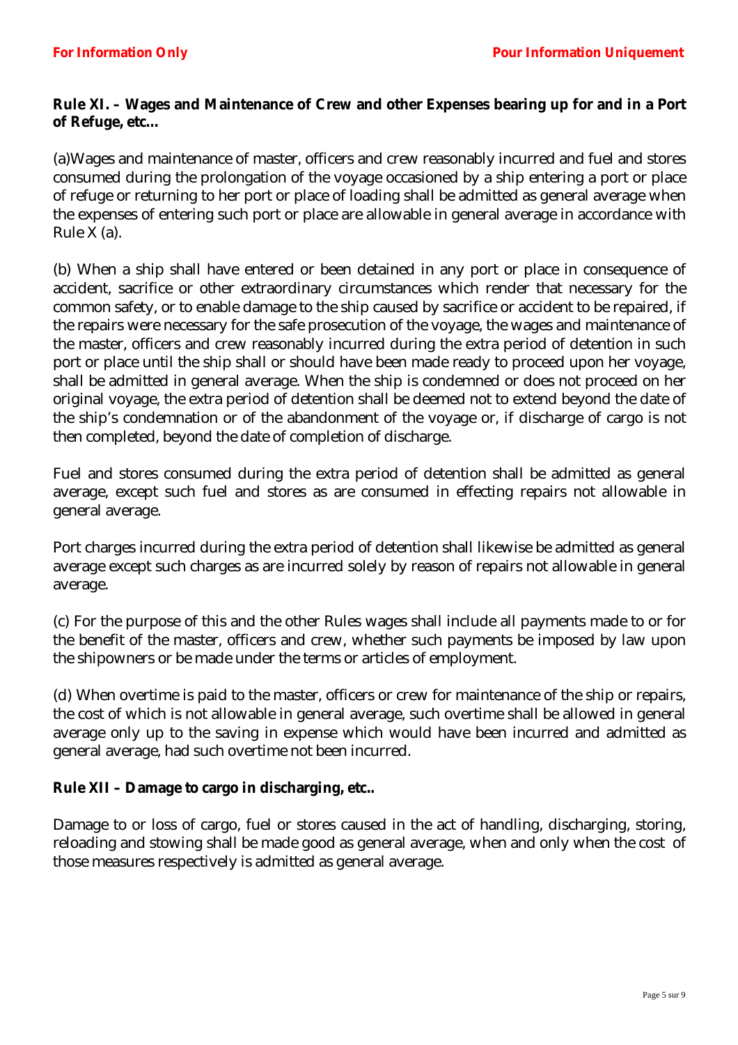**Rule XI. – Wages and Maintenance of Crew and other Expenses bearing up for and in a Port of Refuge, etc…**

(a)Wages and maintenance of master, officers and crew reasonably incurred and fuel and stores consumed during the prolongation of the voyage occasioned by a ship entering a port or place of refuge or returning to her port or place of loading shall be admitted as general average when the expenses of entering such port or place are allowable in general average in accordance with Rule X (a).

(b) When a ship shall have entered or been detained in any port or place in consequence of accident, sacrifice or other extraordinary circumstances which render that necessary for the common safety, or to enable damage to the ship caused by sacrifice or accident to be repaired, if the repairs were necessary for the safe prosecution of the voyage, the wages and maintenance of the master, officers and crew reasonably incurred during the extra period of detention in such port or place until the ship shall or should have been made ready to proceed upon her voyage, shall be admitted in general average. When the ship is condemned or does not proceed on her original voyage, the extra period of detention shall be deemed not to extend beyond the date of the ship's condemnation or of the abandonment of the voyage or, if discharge of cargo is not then completed, beyond the date of completion of discharge.

Fuel and stores consumed during the extra period of detention shall be admitted as general average, except such fuel and stores as are consumed in effecting repairs not allowable in general average.

Port charges incurred during the extra period of detention shall likewise be admitted as general average except such charges as are incurred solely by reason of repairs not allowable in general average.

(c) For the purpose of this and the other Rules wages shall include all payments made to or for the benefit of the master, officers and crew, whether such payments be imposed by law upon the shipowners or be made under the terms or articles of employment.

(d) When overtime is paid to the master, officers or crew for maintenance of the ship or repairs, the cost of which is not allowable in general average, such overtime shall be allowed in general average only up to the saving in expense which would have been incurred and admitted as general average, had such overtime not been incurred.

**Rule XII – Damage to cargo in discharging, etc..**

Damage to or loss of cargo, fuel or stores caused in the act of handling, discharging, storing, reloading and stowing shall be made good as general average, when and only when the cost of those measures respectively is admitted as general average.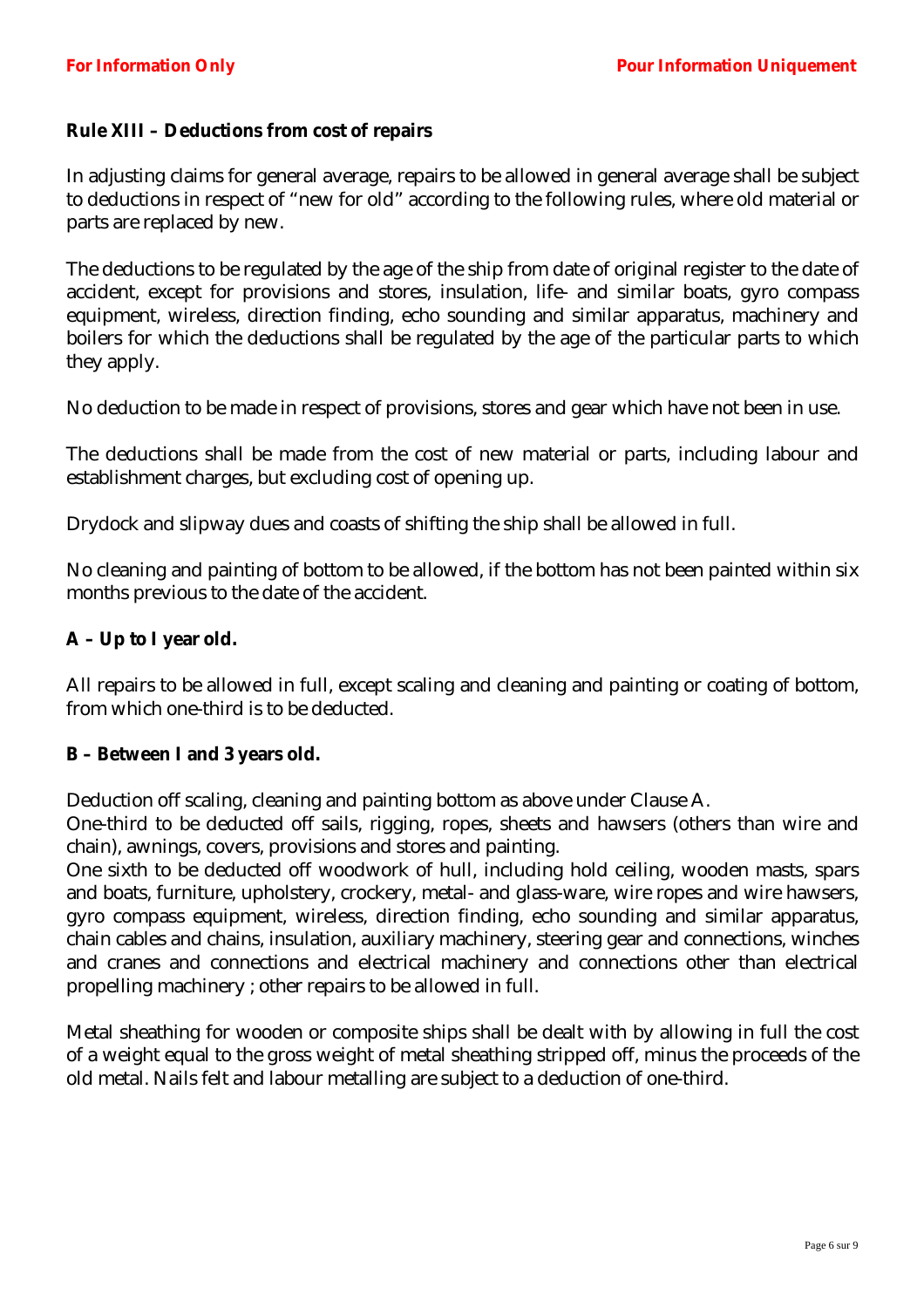**Rule XIII – Deductions from cost of repairs**

In adjusting claims for general average, repairs to be allowed in general average shall be subject to deductions in respect of "new for old" according to the following rules, where old material or parts are replaced by new.

The deductions to be regulated by the age of the ship from date of original register to the date of accident, except for provisions and stores, insulation, life- and similar boats, gyro compass equipment, wireless, direction finding, echo sounding and similar apparatus, machinery and boilers for which the deductions shall be regulated by the age of the particular parts to which they apply.

No deduction to be made in respect of provisions, stores and gear which have not been in use.

The deductions shall be made from the cost of new material or parts, including labour and establishment charges, but excluding cost of opening up.

Drydock and slipway dues and coasts of shifting the ship shall be allowed in full.

No cleaning and painting of bottom to be allowed, if the bottom has not been painted within six months previous to the date of the accident.

**A – Up to I year old.**

All repairs to be allowed in full, except scaling and cleaning and painting or coating of bottom, from which one-third is to be deducted.

**B – Between I and 3 years old.**

Deduction off scaling, cleaning and painting bottom as above under Clause A.
One-third to be deducted off sails, rigging, ropes, sheets and hawsers (others than wire and chain), awnings, covers, provisions and stores and painting.
One sixth to be deducted off woodwork of hull, including hold ceiling, wooden masts, spars and boats, furniture, upholstery, crockery, metal- and glass-ware, wire ropes and wire hawsers, gyro compass equipment, wireless, direction finding, echo sounding and similar apparatus, chain cables and chains, insulation, auxiliary machinery, steering gear and connections, winches and cranes and connections and electrical machinery and connections other than electrical propelling machinery ; other repairs to be allowed in full.

Metal sheathing for wooden or composite ships shall be dealt with by allowing in full the cost of a weight equal to the gross weight of metal sheathing stripped off, minus the proceeds of the old metal. Nails felt and labour metalling are subject to a deduction of one-third.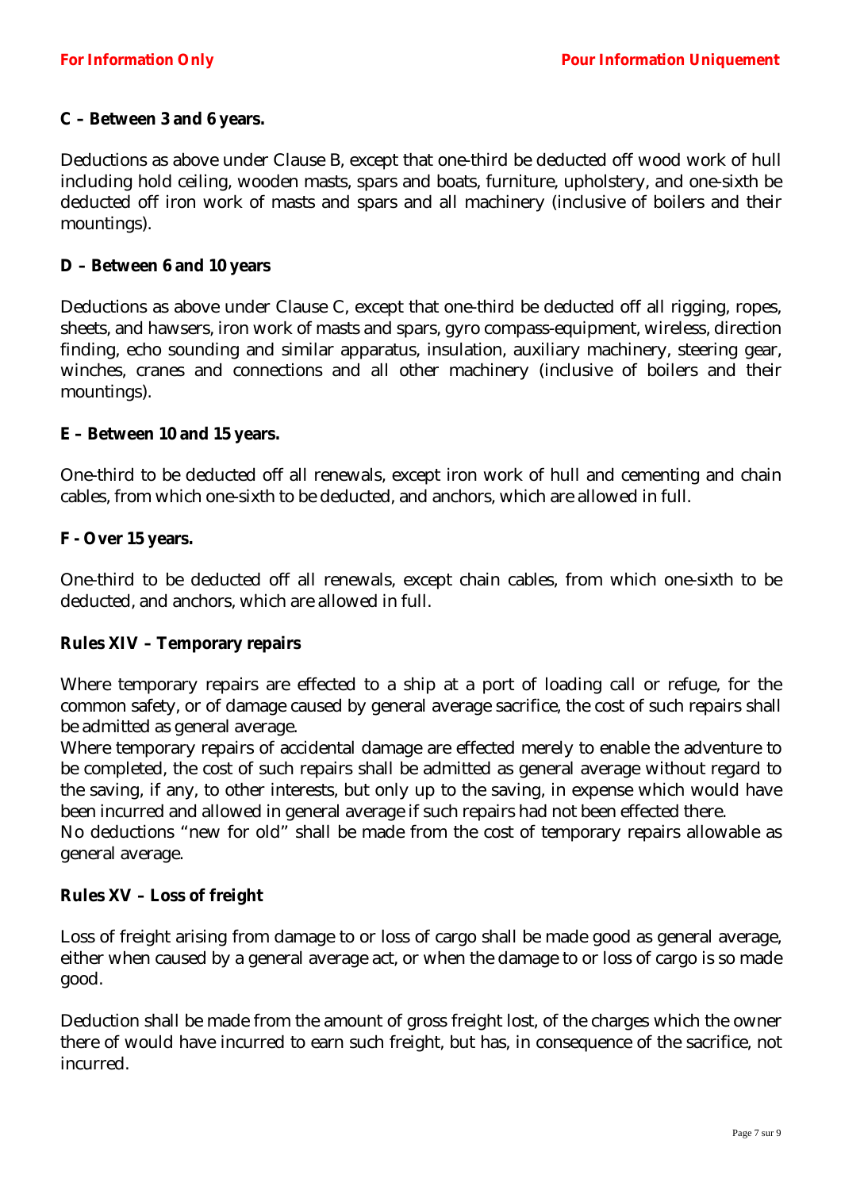**C – Between 3 and 6 years.**

Deductions as above under Clause B, except that one-third be deducted off wood work of hull including hold ceiling, wooden masts, spars and boats, furniture, upholstery, and one-sixth be deducted off iron work of masts and spars and all machinery (inclusive of boilers and their mountings).

**D – Between 6 and 10 years**

Deductions as above under Clause C, except that one-third be deducted off all rigging, ropes, sheets, and hawsers, iron work of masts and spars, gyro compass-equipment, wireless, direction finding, echo sounding and similar apparatus, insulation, auxiliary machinery, steering gear, winches, cranes and connections and all other machinery (inclusive of boilers and their mountings).

**E – Between 10 and 15 years.**

One-third to be deducted off all renewals, except iron work of hull and cementing and chain cables, from which one-sixth to be deducted, and anchors, which are allowed in full.

**F - Over 15 years.**

One-third to be deducted off all renewals, except chain cables, from which one-sixth to be deducted, and anchors, which are allowed in full.

**Rules XIV – Temporary repairs**

Where temporary repairs are effected to a ship at a port of loading call or refuge, for the common safety, or of damage caused by general average sacrifice, the cost of such repairs shall be admitted as general average.

Where temporary repairs of accidental damage are effected merely to enable the adventure to be completed, the cost of such repairs shall be admitted as general average without regard to the saving, if any, to other interests, but only up to the saving, in expense which would have been incurred and allowed in general average if such repairs had not been effected there.

No deductions "new for old" shall be made from the cost of temporary repairs allowable as general average.

**Rules XV – Loss of freight**

Loss of freight arising from damage to or loss of cargo shall be made good as general average, either when caused by a general average act, or when the damage to or loss of cargo is so made good.

Deduction shall be made from the amount of gross freight lost, of the charges which the owner there of would have incurred to earn such freight, but has, in consequence of the sacrifice, not incurred.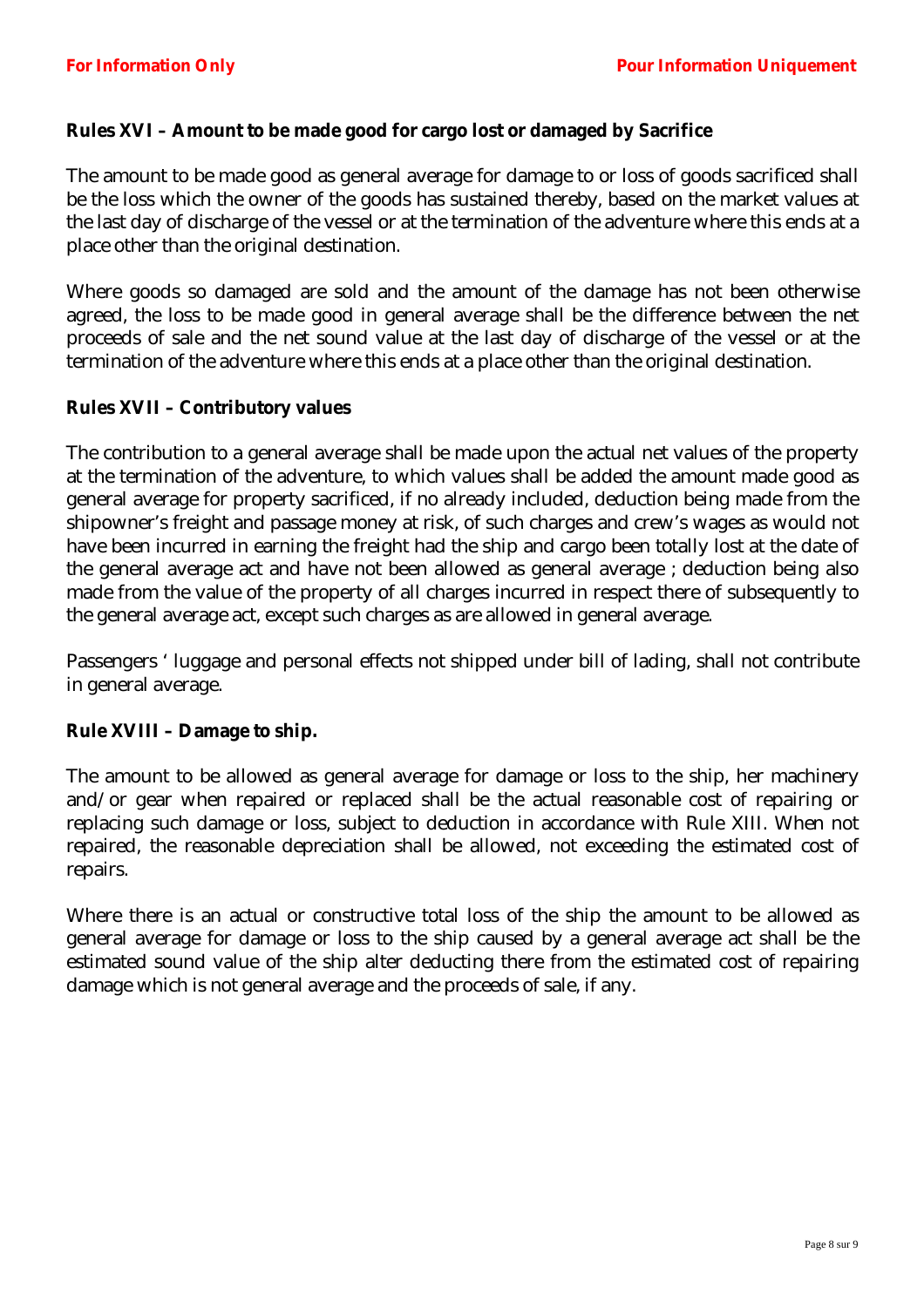**Rules XVI – Amount to be made good for cargo lost or damaged by Sacrifice**

The amount to be made good as general average for damage to or loss of goods sacrificed shall be the loss which the owner of the goods has sustained thereby, based on the market values at the last day of discharge of the vessel or at the termination of the adventure where this ends at a place other than the original destination.

Where goods so damaged are sold and the amount of the damage has not been otherwise agreed, the loss to be made good in general average shall be the difference between the net proceeds of sale and the net sound value at the last day of discharge of the vessel or at the termination of the adventure where this ends at a place other than the original destination.

**Rules XVII – Contributory values**

The contribution to a general average shall be made upon the actual net values of the property at the termination of the adventure, to which values shall be added the amount made good as general average for property sacrificed, if no already included, deduction being made from the shipowner's freight and passage money at risk, of such charges and crew's wages as would not have been incurred in earning the freight had the ship and cargo been totally lost at the date of the general average act and have not been allowed as general average ; deduction being also made from the value of the property of all charges incurred in respect there of subsequently to the general average act, except such charges as are allowed in general average.

Passengers ' luggage and personal effects not shipped under bill of lading, shall not contribute in general average.

**Rule XVIII – Damage to ship.**

The amount to be allowed as general average for damage or loss to the ship, her machinery and/or gear when repaired or replaced shall be the actual reasonable cost of repairing or replacing such damage or loss, subject to deduction in accordance with Rule XIII. When not repaired, the reasonable depreciation shall be allowed, not exceeding the estimated cost of repairs.

Where there is an actual or constructive total loss of the ship the amount to be allowed as general average for damage or loss to the ship caused by a general average act shall be the estimated sound value of the ship alter deducting there from the estimated cost of repairing damage which is not general average and the proceeds of sale, if any.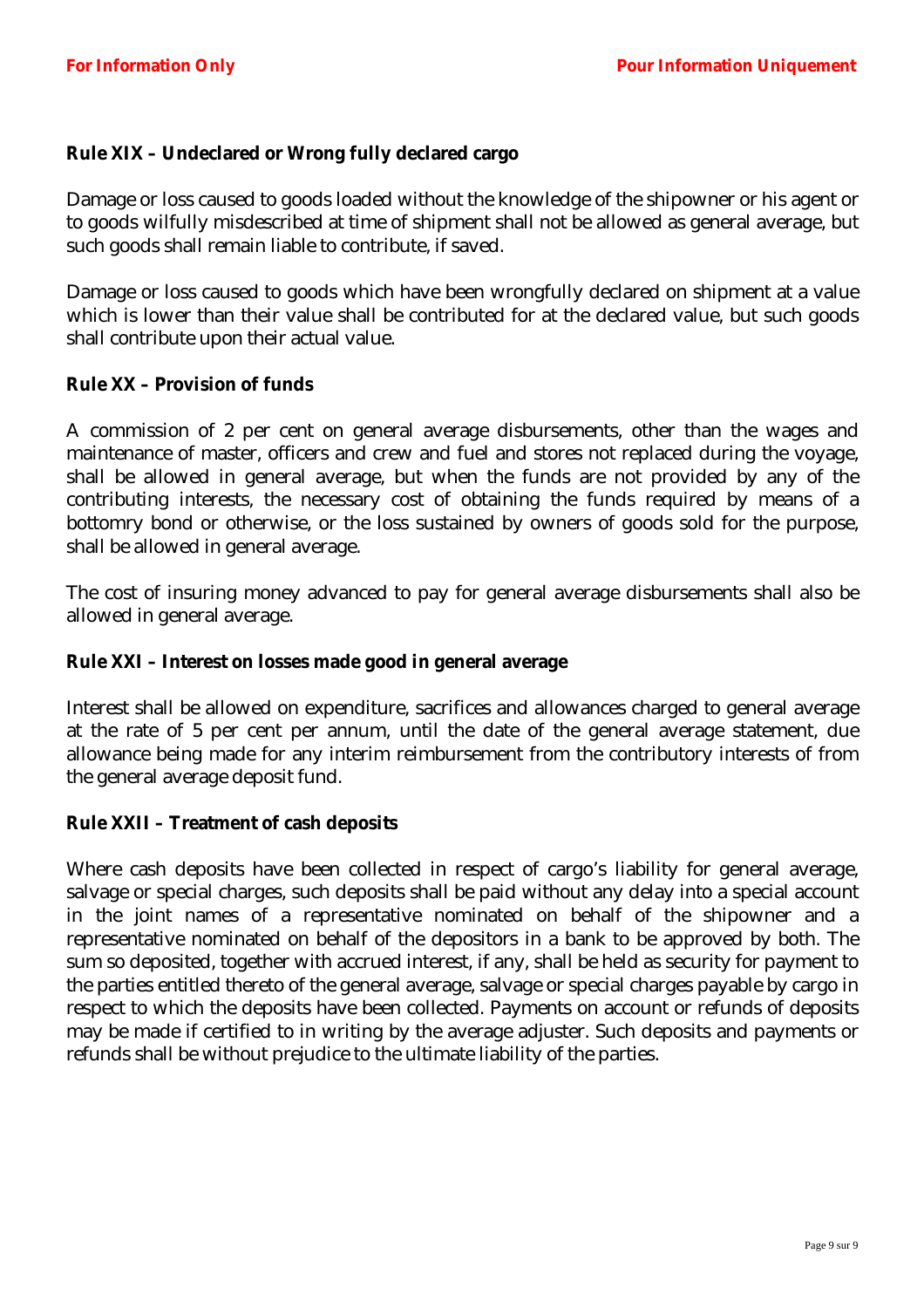**Rule XIX – Undeclared or Wrong fully declared cargo**

Damage or loss caused to goods loaded without the knowledge of the shipowner or his agent or to goods wilfully misdescribed at time of shipment shall not be allowed as general average, but such goods shall remain liable to contribute, if saved.

Damage or loss caused to goods which have been wrongfully declared on shipment at a value which is lower than their value shall be contributed for at the declared value, but such goods shall contribute upon their actual value.

**Rule XX – Provision of funds**

A commission of 2 per cent on general average disbursements, other than the wages and maintenance of master, officers and crew and fuel and stores not replaced during the voyage, shall be allowed in general average, but when the funds are not provided by any of the contributing interests, the necessary cost of obtaining the funds required by means of a bottomry bond or otherwise, or the loss sustained by owners of goods sold for the purpose, shall be allowed in general average.

The cost of insuring money advanced to pay for general average disbursements shall also be allowed in general average.

**Rule XXI – Interest on losses made good in general average**

Interest shall be allowed on expenditure, sacrifices and allowances charged to general average at the rate of 5 per cent per annum, until the date of the general average statement, due allowance being made for any interim reimbursement from the contributory interests of from the general average deposit fund.

**Rule XXII – Treatment of cash deposits**

Where cash deposits have been collected in respect of cargo's liability for general average, salvage or special charges, such deposits shall be paid without any delay into a special account in the joint names of a representative nominated on behalf of the shipowner and a representative nominated on behalf of the depositors in a bank to be approved by both. The sum so deposited, together with accrued interest, if any, shall be held as security for payment to the parties entitled thereto of the general average, salvage or special charges payable by cargo in respect to which the deposits have been collected. Payments on account or refunds of deposits may be made if certified to in writing by the average adjuster. Such deposits and payments or refunds shall be without prejudice to the ultimate liability of the parties.